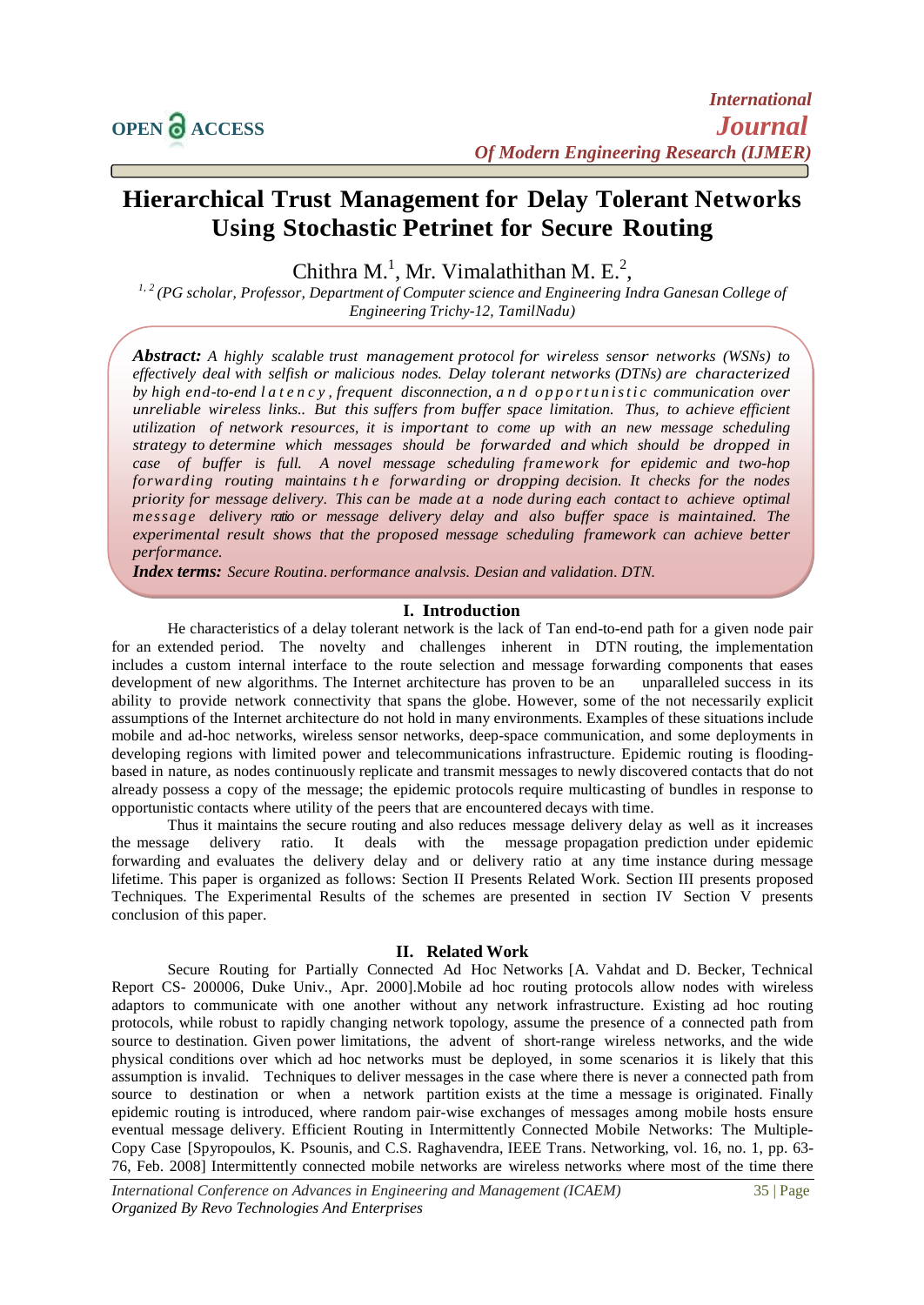# Hierarchical Trust Management for Delay Tolerant Networks Using Stochastic Petrinet for Secure Routing

Chithra M.[1], Mr. Vimalathithan M. E.[2],

[1, 2] *(PG scholar, Professor, Department of Computer science and Engineering Indra Ganesan College of Engineering Trichy-12, TamilNadu)*

***Abstract:*** *A highly scalable trust management protocol for wireless sensor networks (WSNs) to effectively deal with selfish or malicious nodes. Delay tolerant networks (DTNs) are characterized by high end-to-end latency, frequent disconnection, and opportunistic communication over unreliable wireless links.. But this suffers from buffer space limitation. Thus, to achieve efficient utilization of network resources, it is important to come up with an new message scheduling strategy to determine which messages should be forwarded and which should be dropped in case of buffer is full. A novel message scheduling framework for epidemic and two-hop forwarding routing maintains the forwarding or dropping decision. It checks for the nodes priority for message delivery. This can be made at a node during each contact to achieve optimal message delivery ratio or message delivery delay and also buffer space is maintained. The experimental result shows that the proposed message scheduling framework can achieve better performance.*

***Index terms:*** *Secure Routing, performance analysis, Design and validation, DTN.*

## I. Introduction

He characteristics of a delay tolerant network is the lack of Tan end-to-end path for a given node pair for an extended period. The novelty and challenges inherent in DTN routing, the implementation includes a custom internal interface to the route selection and message forwarding components that eases development of new algorithms. The Internet architecture has proven to be an unparalleled success in its ability to provide network connectivity that spans the globe. However, some of the not necessarily explicit assumptions of the Internet architecture do not hold in many environments. Examples of these situations include mobile and ad-hoc networks, wireless sensor networks, deep-space communication, and some deployments in developing regions with limited power and telecommunications infrastructure. Epidemic routing is flooding-based in nature, as nodes continuously replicate and transmit messages to newly discovered contacts that do not already possess a copy of the message; the epidemic protocols require multicasting of bundles in response to opportunistic contacts where utility of the peers that are encountered decays with time.

Thus it maintains the secure routing and also reduces message delivery delay as well as it increases the message delivery ratio. It deals with the message propagation prediction under epidemic forwarding and evaluates the delivery delay and or delivery ratio at any time instance during message lifetime. This paper is organized as follows: Section II Presents Related Work. Section III presents proposed Techniques. The Experimental Results of the schemes are presented in section IV Section V presents conclusion of this paper.

## II. Related Work

Secure Routing for Partially Connected Ad Hoc Networks [A. Vahdat and D. Becker, Technical Report CS- 200006, Duke Univ., Apr. 2000].Mobile ad hoc routing protocols allow nodes with wireless adaptors to communicate with one another without any network infrastructure. Existing ad hoc routing protocols, while robust to rapidly changing network topology, assume the presence of a connected path from source to destination. Given power limitations, the advent of short-range wireless networks, and the wide physical conditions over which ad hoc networks must be deployed, in some scenarios it is likely that this assumption is invalid. Techniques to deliver messages in the case where there is never a connected path from source to destination or when a network partition exists at the time a message is originated. Finally epidemic routing is introduced, where random pair-wise exchanges of messages among mobile hosts ensure eventual message delivery. Efficient Routing in Intermittently Connected Mobile Networks: The Multiple-Copy Case [Spyropoulos, K. Psounis, and C.S. Raghavendra, IEEE Trans. Networking, vol. 16, no. 1, pp. 63-76, Feb. 2008] Intermittently connected mobile networks are wireless networks where most of the time there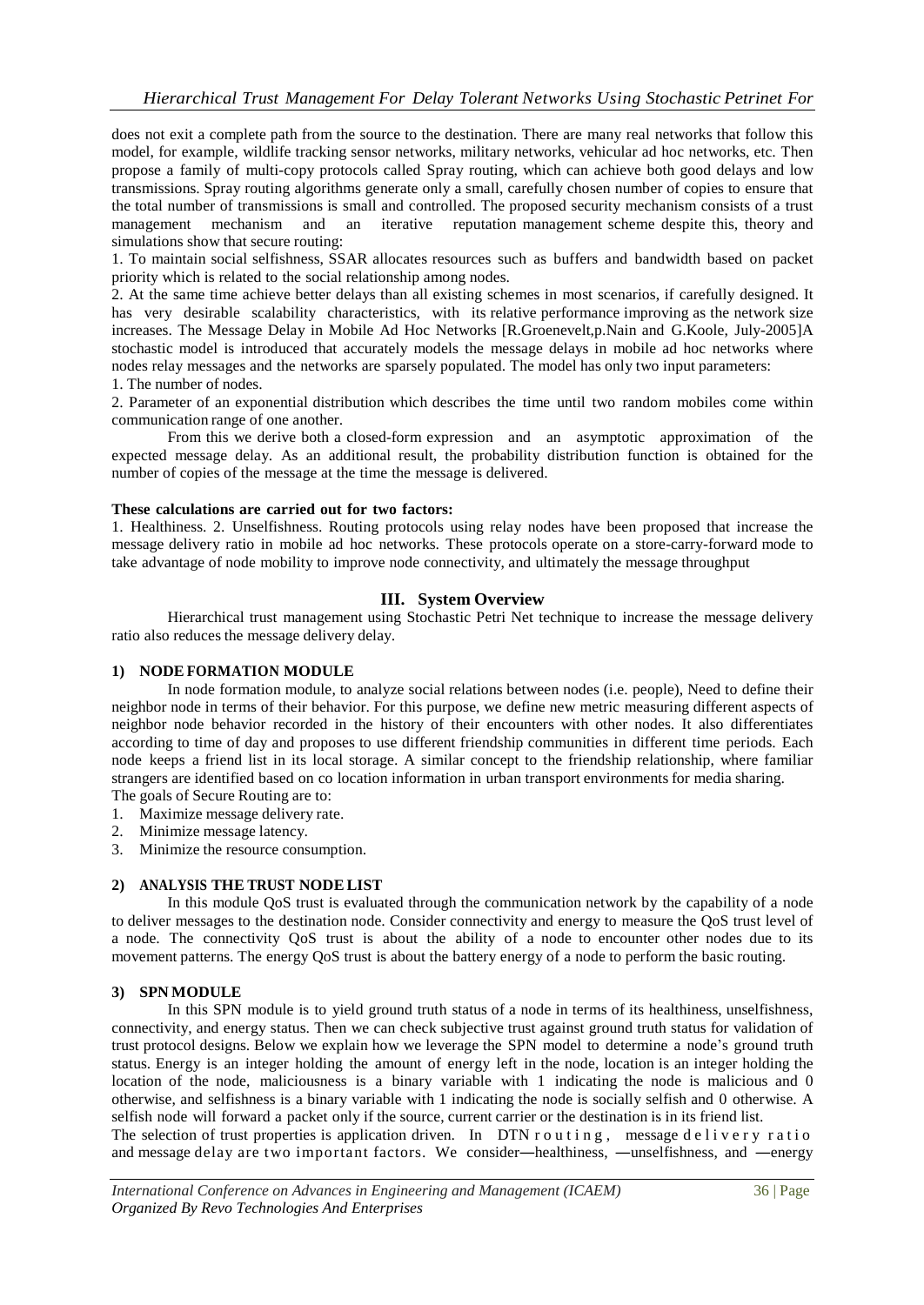does not exit a complete path from the source to the destination. There are many real networks that follow this model, for example, wildlife tracking sensor networks, military networks, vehicular ad hoc networks, etc. Then propose a family of multi-copy protocols called Spray routing, which can achieve both good delays and low transmissions. Spray routing algorithms generate only a small, carefully chosen number of copies to ensure that the total number of transmissions is small and controlled. The proposed security mechanism consists of a trust management mechanism and an iterative reputation management scheme despite this, theory and simulations show that secure routing:

1. To maintain social selfishness, SSAR allocates resources such as buffers and bandwidth based on packet priority which is related to the social relationship among nodes.
2. At the same time achieve better delays than all existing schemes in most scenarios, if carefully designed. It has very desirable scalability characteristics, with its relative performance improving as the network size increases. The Message Delay in Mobile Ad Hoc Networks [R.Groenevelt,p.Nain and G.Koole, July-2005]A stochastic model is introduced that accurately models the message delays in mobile ad hoc networks where nodes relay messages and the networks are sparsely populated. The model has only two input parameters:

1. The number of nodes.
2. Parameter of an exponential distribution which describes the time until two random mobiles come within communication range of one another.

From this we derive both a closed-form expression and an asymptotic approximation of the expected message delay. As an additional result, the probability distribution function is obtained for the number of copies of the message at the time the message is delivered.

**These calculations are carried out for two factors:**

1. Healthiness. 2. Unselfishness. Routing protocols using relay nodes have been proposed that increase the message delivery ratio in mobile ad hoc networks. These protocols operate on a store-carry-forward mode to take advantage of node mobility to improve node connectivity, and ultimately the message throughput

## III. System Overview

Hierarchical trust management using Stochastic Petri Net technique to increase the message delivery ratio also reduces the message delivery delay.

### 1) NODE FORMATION MODULE

In node formation module, to analyze social relations between nodes (i.e. people), Need to define their neighbor node in terms of their behavior. For this purpose, we define new metric measuring different aspects of neighbor node behavior recorded in the history of their encounters with other nodes. It also differentiates according to time of day and proposes to use different friendship communities in different time periods. Each node keeps a friend list in its local storage. A similar concept to the friendship relationship, where familiar strangers are identified based on co location information in urban transport environments for media sharing.

The goals of Secure Routing are to:

1. Maximize message delivery rate.
2. Minimize message latency.
3. Minimize the resource consumption.

### 2) ANALYSIS THE TRUST NODE LIST

In this module QoS trust is evaluated through the communication network by the capability of a node to deliver messages to the destination node. Consider connectivity and energy to measure the QoS trust level of a node. The connectivity QoS trust is about the ability of a node to encounter other nodes due to its movement patterns. The energy QoS trust is about the battery energy of a node to perform the basic routing.

### 3) SPN MODULE

In this SPN module is to yield ground truth status of a node in terms of its healthiness, unselfishness, connectivity, and energy status. Then we can check subjective trust against ground truth status for validation of trust protocol designs. Below we explain how we leverage the SPN model to determine a node's ground truth status. Energy is an integer holding the amount of energy left in the node, location is an integer holding the location of the node, maliciousness is a binary variable with 1 indicating the node is malicious and 0 otherwise, and selfishness is a binary variable with 1 indicating the node is socially selfish and 0 otherwise. A selfish node will forward a packet only if the source, current carrier or the destination is in its friend list.

The selection of trust properties is application driven. In DTN routing, message delivery ratio and message delay are two important factors. We consider―healthiness, ―unselfishness, and ―energy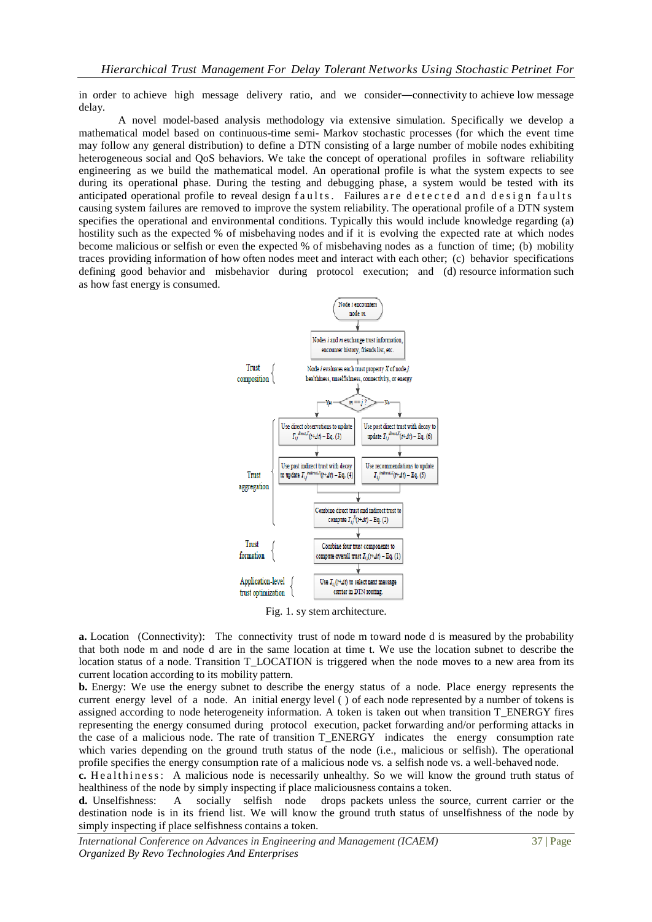in order to achieve high message delivery ratio, and we consider—connectivity to achieve low message delay.

A novel model-based analysis methodology via extensive simulation. Specifically we develop a mathematical model based on continuous-time semi- Markov stochastic processes (for which the event time may follow any general distribution) to define a DTN consisting of a large number of mobile nodes exhibiting heterogeneous social and QoS behaviors. We take the concept of operational profiles in software reliability engineering as we build the mathematical model. An operational profile is what the system expects to see during its operational phase. During the testing and debugging phase, a system would be tested with its anticipated operational profile to reveal design faults. Failures are detected and design faults causing system failures are removed to improve the system reliability. The operational profile of a DTN system specifies the operational and environmental conditions. Typically this would include knowledge regarding (a) hostility such as the expected % of misbehaving nodes and if it is evolving the expected rate at which nodes become malicious or selfish or even the expected % of misbehaving nodes as a function of time; (b) mobility traces providing information of how often nodes meet and interact with each other; (c) behavior specifications defining good behavior and misbehavior during protocol execution; and (d) resource information such as how fast energy is consumed.

Fig. 1. sy stem architecture.

**a.** Location (Connectivity): The connectivity trust of node m toward node d is measured by the probability that both node m and node d are in the same location at time t. We use the location subnet to describe the location status of a node. Transition T_LOCATION is triggered when the node moves to a new area from its current location according to its mobility pattern.

**b.** Energy: We use the energy subnet to describe the energy status of a node. Place energy represents the current energy level of a node. An initial energy level ( ) of each node represented by a number of tokens is assigned according to node heterogeneity information. A token is taken out when transition T_ENERGY fires representing the energy consumed during protocol execution, packet forwarding and/or performing attacks in the case of a malicious node. The rate of transition T_ENERGY indicates the energy consumption rate which varies depending on the ground truth status of the node (i.e., malicious or selfish). The operational profile specifies the energy consumption rate of a malicious node vs. a selfish node vs. a well-behaved node.

**c.** Healthiness: A malicious node is necessarily unhealthy. So we will know the ground truth status of healthiness of the node by simply inspecting if place maliciousness contains a token.

**d.** Unselfishness: A socially selfish node drops packets unless the source, current carrier or the destination node is in its friend list. We will know the ground truth status of unselfishness of the node by simply inspecting if place selfishness contains a token.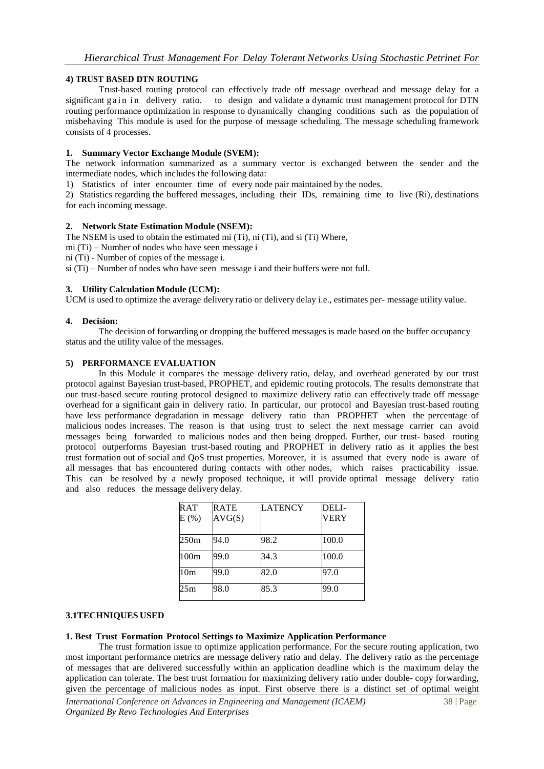#### 4) TRUST BASED DTN ROUTING

Trust-based routing protocol can effectively trade off message overhead and message delay for a significant gain in delivery ratio. to design and validate a dynamic trust management protocol for DTN routing performance optimization in response to dynamically changing conditions such as the population of misbehaving This module is used for the purpose of message scheduling. The message scheduling framework consists of 4 processes.

**1. Summary Vector Exchange Module (SVEM):**

The network information summarized as a summary vector is exchanged between the sender and the intermediate nodes, which includes the following data:

1) Statistics of inter encounter time of every node pair maintained by the nodes.

2) Statistics regarding the buffered messages, including their IDs, remaining time to live (Ri), destinations for each incoming message.

**2. Network State Estimation Module (NSEM):**

The NSEM is used to obtain the estimated mi (Ti), ni (Ti), and si (Ti) Where,

mi (Ti) – Number of nodes who have seen message i

ni (Ti) - Number of copies of the message i.

si (Ti) – Number of nodes who have seen message i and their buffers were not full.

**3. Utility Calculation Module (UCM):**

UCM is used to optimize the average delivery ratio or delivery delay i.e., estimates per- message utility value.

**4. Decision:**

The decision of forwarding or dropping the buffered messages is made based on the buffer occupancy status and the utility value of the messages.

#### 5) PERFORMANCE EVALUATION

In this Module it compares the message delivery ratio, delay, and overhead generated by our trust protocol against Bayesian trust-based, PROPHET, and epidemic routing protocols. The results demonstrate that our trust-based secure routing protocol designed to maximize delivery ratio can effectively trade off message overhead for a significant gain in delivery ratio. In particular, our protocol and Bayesian trust-based routing have less performance degradation in message delivery ratio than PROPHET when the percentage of malicious nodes increases. The reason is that using trust to select the next message carrier can avoid messages being forwarded to malicious nodes and then being dropped. Further, our trust- based routing protocol outperforms Bayesian trust-based routing and PROPHET in delivery ratio as it applies the best trust formation out of social and QoS trust properties. Moreover, it is assumed that every node is aware of all messages that has encountered during contacts with other nodes, which raises practicability issue. This can be resolved by a newly proposed technique, it will provide optimal message delivery ratio and also reduces the message delivery delay.

| RATE (%) | RATE AVG(S) | LATENCY | DELI-VERY |
|---|---|---|---|
| 250m | 94.0 | 98.2 | 100.0 |
| 100m | 99.0 | 34.3 | 100.0 |
| 10m | 99.0 | 82.0 | 97.0 |
| 25m | 98.0 | 85.3 | 99.0 |

#### 3.1TECHNIQUES USED

**1. Best Trust Formation Protocol Settings to Maximize Application Performance**

The trust formation issue to optimize application performance. For the secure routing application, two most important performance metrics are message delivery ratio and delay. The delivery ratio as the percentage of messages that are delivered successfully within an application deadline which is the maximum delay the application can tolerate. The best trust formation for maximizing delivery ratio under double- copy forwarding, given the percentage of malicious nodes as input. First observe there is a distinct set of optimal weight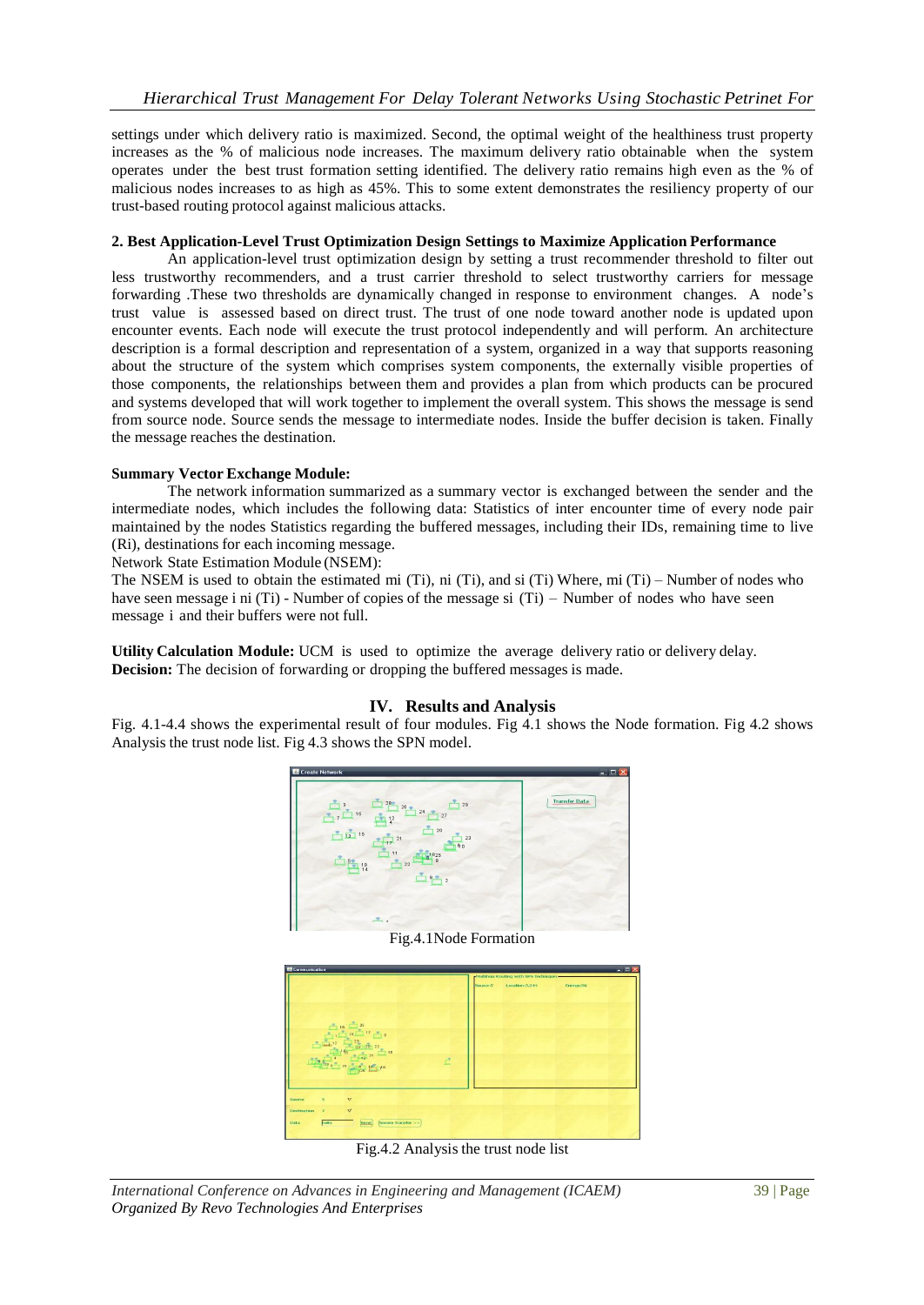settings under which delivery ratio is maximized. Second, the optimal weight of the healthiness trust property increases as the % of malicious node increases. The maximum delivery ratio obtainable when the system operates under the best trust formation setting identified. The delivery ratio remains high even as the % of malicious nodes increases to as high as 45%. This to some extent demonstrates the resiliency property of our trust-based routing protocol against malicious attacks.

**2. Best Application-Level Trust Optimization Design Settings to Maximize Application Performance**

An application-level trust optimization design by setting a trust recommender threshold to filter out less trustworthy recommenders, and a trust carrier threshold to select trustworthy carriers for message forwarding .These two thresholds are dynamically changed in response to environment changes. A node's trust value is assessed based on direct trust. The trust of one node toward another node is updated upon encounter events. Each node will execute the trust protocol independently and will perform. An architecture description is a formal description and representation of a system, organized in a way that supports reasoning about the structure of the system which comprises system components, the externally visible properties of those components, the relationships between them and provides a plan from which products can be procured and systems developed that will work together to implement the overall system. This shows the message is send from source node. Source sends the message to intermediate nodes. Inside the buffer decision is taken. Finally the message reaches the destination.

**Summary Vector Exchange Module:**

The network information summarized as a summary vector is exchanged between the sender and the intermediate nodes, which includes the following data: Statistics of inter encounter time of every node pair maintained by the nodes Statistics regarding the buffered messages, including their IDs, remaining time to live (Ri), destinations for each incoming message.

Network State Estimation Module (NSEM):

The NSEM is used to obtain the estimated mi (Ti), ni (Ti), and si (Ti) Where, mi (Ti) – Number of nodes who have seen message i ni (Ti) - Number of copies of the message si (Ti) – Number of nodes who have seen message i and their buffers were not full.

**Utility Calculation Module:** UCM is used to optimize the average delivery ratio or delivery delay.
**Decision:** The decision of forwarding or dropping the buffered messages is made.

## IV. Results and Analysis

Fig. 4.1-4.4 shows the experimental result of four modules. Fig 4.1 shows the Node formation. Fig 4.2 shows Analysis the trust node list. Fig 4.3 shows the SPN model.

Fig.4.1Node Formation

Fig.4.2 Analysis the trust node list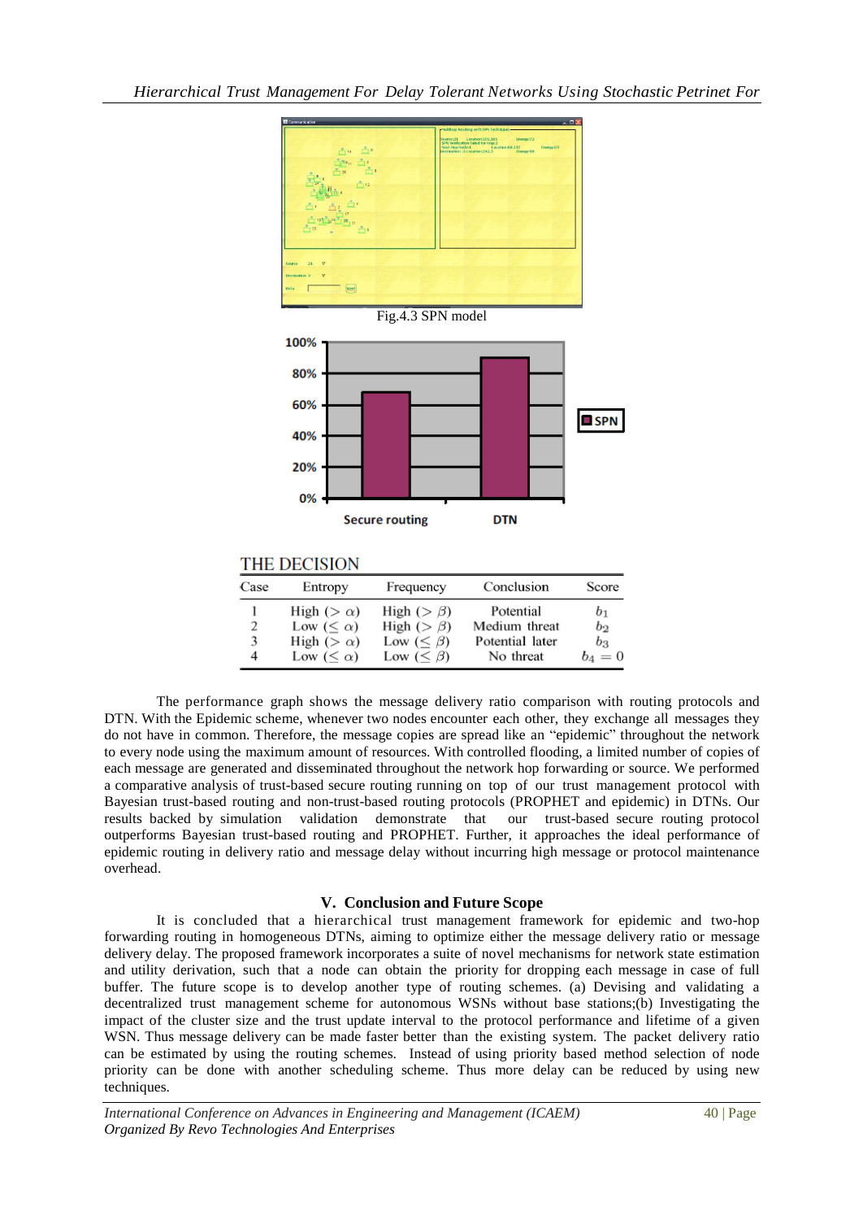Fig.4.3 SPN model

THE DECISION

| Case | Entropy | Frequency | Conclusion | Score |
|---|---|---|---|---|
| 1 | High ($> \alpha$) | High ($> \beta$) | Potential | $b_1$ |
| 2 | Low ($\leq \alpha$) | High ($> \beta$) | Medium threat | $b_2$ |
| 3 | High ($> \alpha$) | Low ($\leq \beta$) | Potential later | $b_3$ |
| 4 | Low ($\leq \alpha$) | Low ($\leq \beta$) | No threat | $b_4 = 0$ |

The performance graph shows the message delivery ratio comparison with routing protocols and DTN. With the Epidemic scheme, whenever two nodes encounter each other, they exchange all messages they do not have in common. Therefore, the message copies are spread like an "epidemic" throughout the network to every node using the maximum amount of resources. With controlled flooding, a limited number of copies of each message are generated and disseminated throughout the network hop forwarding or source. We performed a comparative analysis of trust-based secure routing running on top of our trust management protocol with Bayesian trust-based routing and non-trust-based routing protocols (PROPHET and epidemic) in DTNs. Our results backed by simulation validation demonstrate that our trust-based secure routing protocol outperforms Bayesian trust-based routing and PROPHET. Further, it approaches the ideal performance of epidemic routing in delivery ratio and message delay without incurring high message or protocol maintenance overhead.

## V. Conclusion and Future Scope

It is concluded that a hierarchical trust management framework for epidemic and two-hop forwarding routing in homogeneous DTNs, aiming to optimize either the message delivery ratio or message delivery delay. The proposed framework incorporates a suite of novel mechanisms for network state estimation and utility derivation, such that a node can obtain the priority for dropping each message in case of full buffer. The future scope is to develop another type of routing schemes. (a) Devising and validating a decentralized trust management scheme for autonomous WSNs without base stations;(b) Investigating the impact of the cluster size and the trust update interval to the protocol performance and lifetime of a given WSN. Thus message delivery can be made faster better than the existing system. The packet delivery ratio can be estimated by using the routing schemes. Instead of using priority based method selection of node priority can be done with another scheduling scheme. Thus more delay can be reduced by using new techniques.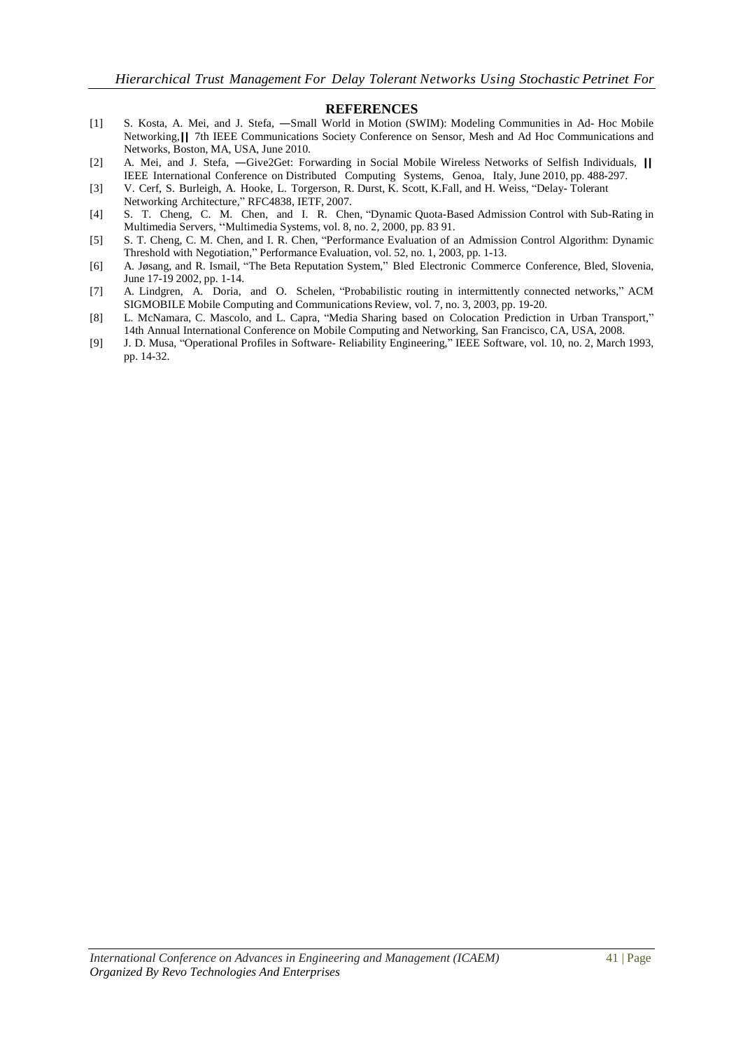# REFERENCES

[1] S. Kosta, A. Mei, and J. Stefa, ―Small World in Motion (SWIM): Modeling Communities in Ad- Hoc Mobile Networking,‖ 7th IEEE Communications Society Conference on Sensor, Mesh and Ad Hoc Communications and Networks, Boston, MA, USA, June 2010.

[2] A. Mei, and J. Stefa, ―Give2Get: Forwarding in Social Mobile Wireless Networks of Selfish Individuals, ‖ IEEE International Conference on Distributed Computing Systems, Genoa, Italy, June 2010, pp. 488-297.

[3] V. Cerf, S. Burleigh, A. Hooke, L. Torgerson, R. Durst, K. Scott, K.Fall, and H. Weiss, "Delay- Tolerant Networking Architecture," RFC4838, IETF, 2007.

[4] S. T. Cheng, C. M. Chen, and I. R. Chen, "Dynamic Quota-Based Admission Control with Sub-Rating in Multimedia Servers, "Multimedia Systems, vol. 8, no. 2, 2000, pp. 83 91.

[5] S. T. Cheng, C. M. Chen, and I. R. Chen, "Performance Evaluation of an Admission Control Algorithm: Dynamic Threshold with Negotiation," Performance Evaluation, vol. 52, no. 1, 2003, pp. 1-13.

[6] A. Jøsang, and R. Ismail, "The Beta Reputation System," Bled Electronic Commerce Conference, Bled, Slovenia, June 17-19 2002, pp. 1-14.

[7] A. Lindgren, A. Doria, and O. Schelen, "Probabilistic routing in intermittently connected networks," ACM SIGMOBILE Mobile Computing and Communications Review, vol. 7, no. 3, 2003, pp. 19-20.

[8] L. McNamara, C. Mascolo, and L. Capra, "Media Sharing based on Colocation Prediction in Urban Transport," 14th Annual International Conference on Mobile Computing and Networking, San Francisco, CA, USA, 2008.

[9] J. D. Musa, "Operational Profiles in Software- Reliability Engineering," IEEE Software, vol. 10, no. 2, March 1993, pp. 14-32.